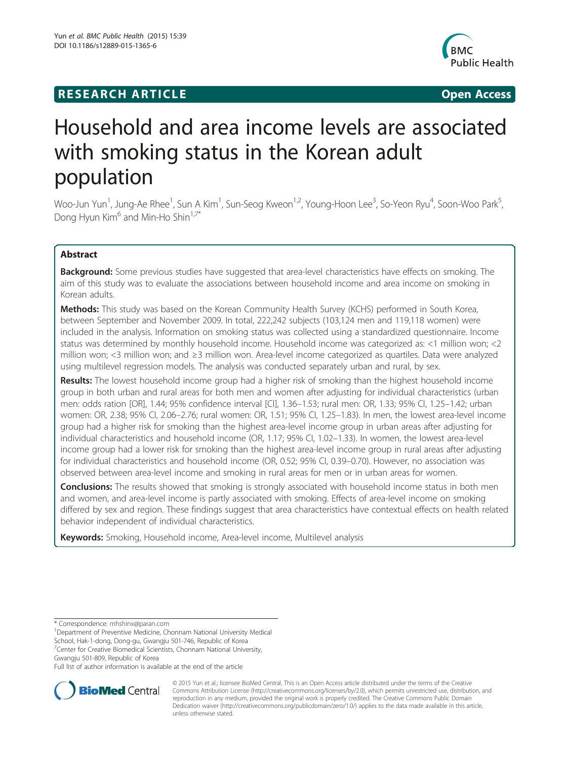**RESEARCH ARTICLE** **Open Access**

# Household and area income levels are associated with smoking status in the Korean adult population

Woo-Jun Yun[1], Jung-Ae Rhee[1], Sun A Kim[1], Sun-Seog Kweon[1,2], Young-Hoon Lee[3], So-Yeon Ryu[4], Soon-Woo Park[5], Dong Hyun Kim[6] and Min-Ho Shin[1,7*]

## Abstract

**Background:** Some previous studies have suggested that area-level characteristics have effects on smoking. The aim of this study was to evaluate the associations between household income and area income on smoking in Korean adults.

**Methods:** This study was based on the Korean Community Health Survey (KCHS) performed in South Korea, between September and November 2009. In total, 222,242 subjects (103,124 men and 119,118 women) were included in the analysis. Information on smoking status was collected using a standardized questionnaire. Income status was determined by monthly household income. Household income was categorized as: <1 million won; <2 million won; <3 million won; and ≥3 million won. Area-level income categorized as quartiles. Data were analyzed using multilevel regression models. The analysis was conducted separately urban and rural, by sex.

**Results:** The lowest household income group had a higher risk of smoking than the highest household income group in both urban and rural areas for both men and women after adjusting for individual characteristics (urban men: odds ration [OR], 1.44; 95% confidence interval [CI], 1.36–1.53; rural men: OR, 1.33; 95% CI, 1.25–1.42; urban women: OR, 2.38; 95% CI, 2.06–2.76; rural women: OR, 1.51; 95% CI, 1.25–1.83). In men, the lowest area-level income group had a higher risk for smoking than the highest area-level income group in urban areas after adjusting for individual characteristics and household income (OR, 1.17; 95% CI, 1.02–1.33). In women, the lowest area-level income group had a lower risk for smoking than the highest area-level income group in rural areas after adjusting for individual characteristics and household income (OR, 0.52; 95% CI, 0.39–0.70). However, no association was observed between area-level income and smoking in rural areas for men or in urban areas for women.

**Conclusions:** The results showed that smoking is strongly associated with household income status in both men and women, and area-level income is partly associated with smoking. Effects of area-level income on smoking differed by sex and region. These findings suggest that area characteristics have contextual effects on health related behavior independent of individual characteristics.

**Keywords:** Smoking, Household income, Area-level income, Multilevel analysis

\* Correspondence: mhshinx@paran.com
[1]Department of Preventive Medicine, Chonnam National University Medical School, Hak-1-dong, Dong-gu, Gwangju 501-746, Republic of Korea
[7]Center for Creative Biomedical Scientists, Chonnam National University, Gwangju 501-809, Republic of Korea
Full list of author information is available at the end of the article

© 2015 Yun et al.; licensee BioMed Central. This is an Open Access article distributed under the terms of the Creative Commons Attribution License (http://creativecommons.org/licenses/by/2.0), which permits unrestricted use, distribution, and reproduction in any medium, provided the original work is properly credited. The Creative Commons Public Domain Dedication waiver (http://creativecommons.org/publicdomain/zero/1.0/) applies to the data made available in this article, unless otherwise stated.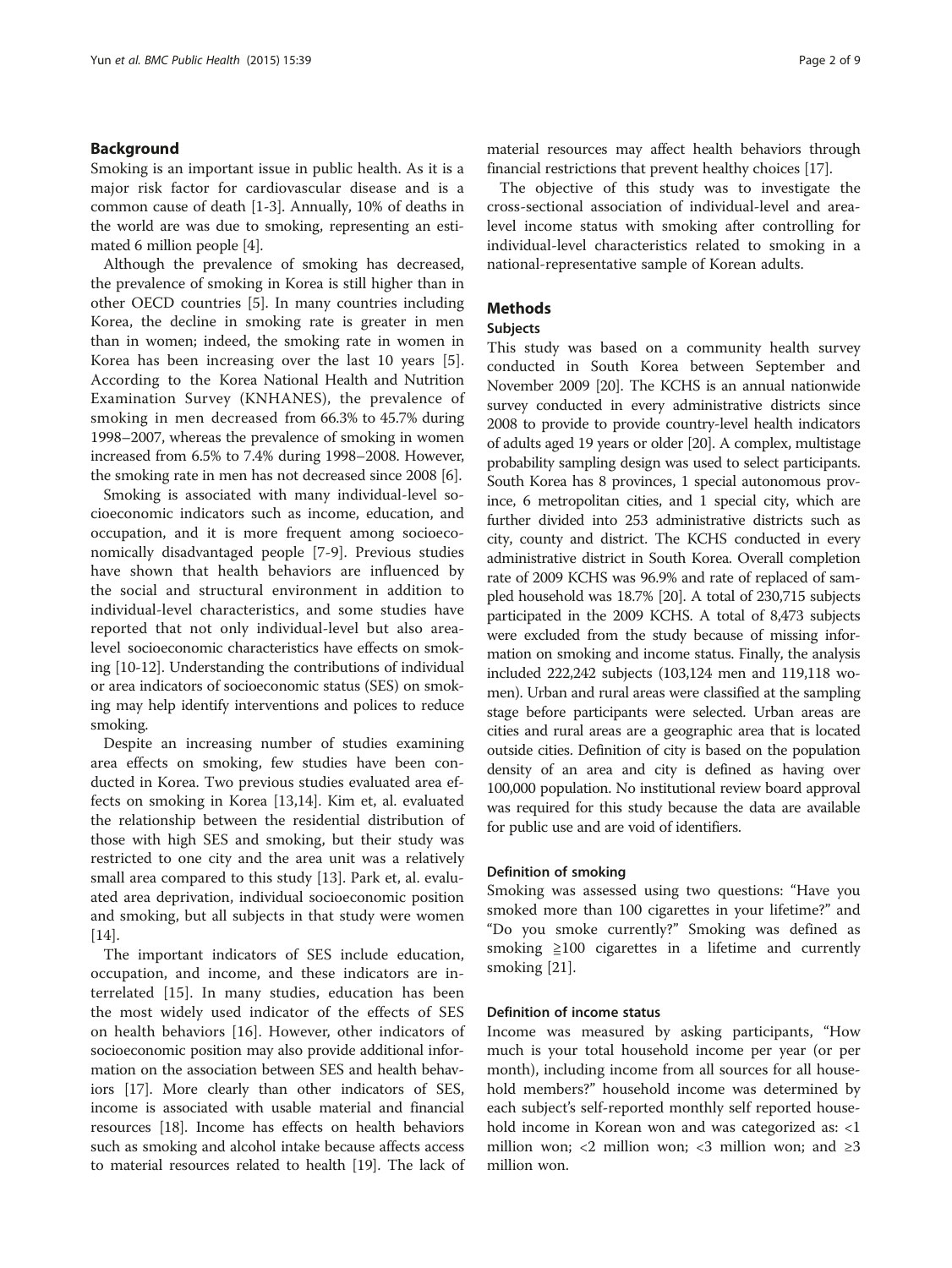## Background

Smoking is an important issue in public health. As it is a major risk factor for cardiovascular disease and is a common cause of death [1-3]. Annually, 10% of deaths in the world are was due to smoking, representing an estimated 6 million people [4].

Although the prevalence of smoking has decreased, the prevalence of smoking in Korea is still higher than in other OECD countries [5]. In many countries including Korea, the decline in smoking rate is greater in men than in women; indeed, the smoking rate in women in Korea has been increasing over the last 10 years [5]. According to the Korea National Health and Nutrition Examination Survey (KNHANES), the prevalence of smoking in men decreased from 66.3% to 45.7% during 1998–2007, whereas the prevalence of smoking in women increased from 6.5% to 7.4% during 1998–2008. However, the smoking rate in men has not decreased since 2008 [6].

Smoking is associated with many individual-level socioeconomic indicators such as income, education, and occupation, and it is more frequent among socioeconomically disadvantaged people [7-9]. Previous studies have shown that health behaviors are influenced by the social and structural environment in addition to individual-level characteristics, and some studies have reported that not only individual-level but also area-level socioeconomic characteristics have effects on smoking [10-12]. Understanding the contributions of individual or area indicators of socioeconomic status (SES) on smoking may help identify interventions and polices to reduce smoking.

Despite an increasing number of studies examining area effects on smoking, few studies have been conducted in Korea. Two previous studies evaluated area effects on smoking in Korea [13,14]. Kim et, al. evaluated the relationship between the residential distribution of those with high SES and smoking, but their study was restricted to one city and the area unit was a relatively small area compared to this study [13]. Park et, al. evaluated area deprivation, individual socioeconomic position and smoking, but all subjects in that study were women [14].

The important indicators of SES include education, occupation, and income, and these indicators are interrelated [15]. In many studies, education has been the most widely used indicator of the effects of SES on health behaviors [16]. However, other indicators of socioeconomic position may also provide additional information on the association between SES and health behaviors [17]. More clearly than other indicators of SES, income is associated with usable material and financial resources [18]. Income has effects on health behaviors such as smoking and alcohol intake because affects access to material resources related to health [19]. The lack of material resources may affect health behaviors through financial restrictions that prevent healthy choices [17].

The objective of this study was to investigate the cross-sectional association of individual-level and area-level income status with smoking after controlling for individual-level characteristics related to smoking in a national-representative sample of Korean adults.

## Methods

### Subjects

This study was based on a community health survey conducted in South Korea between September and November 2009 [20]. The KCHS is an annual nationwide survey conducted in every administrative districts since 2008 to provide to provide country-level health indicators of adults aged 19 years or older [20]. A complex, multistage probability sampling design was used to select participants. South Korea has 8 provinces, 1 special autonomous province, 6 metropolitan cities, and 1 special city, which are further divided into 253 administrative districts such as city, county and district. The KCHS conducted in every administrative district in South Korea. Overall completion rate of 2009 KCHS was 96.9% and rate of replaced of sampled household was 18.7% [20]. A total of 230,715 subjects participated in the 2009 KCHS. A total of 8,473 subjects were excluded from the study because of missing information on smoking and income status. Finally, the analysis included 222,242 subjects (103,124 men and 119,118 women). Urban and rural areas were classified at the sampling stage before participants were selected. Urban areas are cities and rural areas are a geographic area that is located outside cities. Definition of city is based on the population density of an area and city is defined as having over 100,000 population. No institutional review board approval was required for this study because the data are available for public use and are void of identifiers.

### Definition of smoking

Smoking was assessed using two questions: "Have you smoked more than 100 cigarettes in your lifetime?" and "Do you smoke currently?" Smoking was defined as smoking ≧100 cigarettes in a lifetime and currently smoking [21].

### Definition of income status

Income was measured by asking participants, "How much is your total household income per year (or per month), including income from all sources for all household members?" household income was determined by each subject's self-reported monthly self reported household income in Korean won and was categorized as: <1 million won; <2 million won; <3 million won; and ≥3 million won.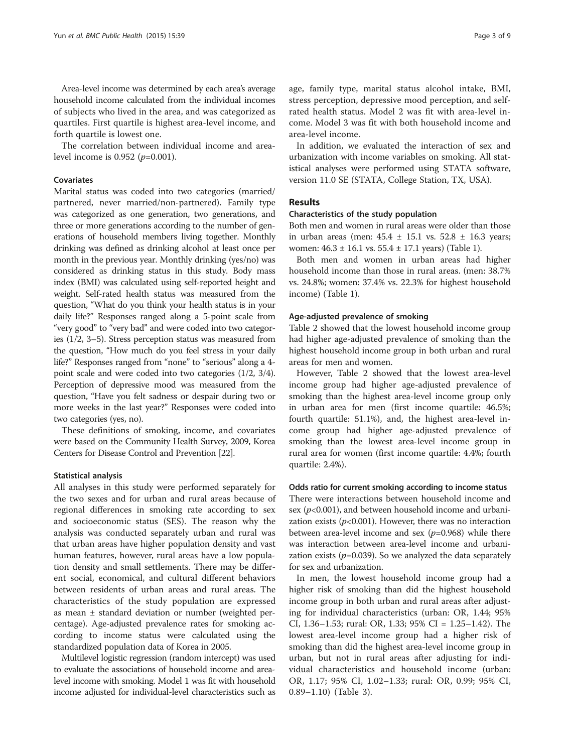Area-level income was determined by each area's average household income calculated from the individual incomes of subjects who lived in the area, and was categorized as quartiles. First quartile is highest area-level income, and forth quartile is lowest one.

The correlation between individual income and area-level income is 0.952 ($p$=0.001).

### Covariates

Marital status was coded into two categories (married/partnered, never married/non-partnered). Family type was categorized as one generation, two generations, and three or more generations according to the number of generations of household members living together. Monthly drinking was defined as drinking alcohol at least once per month in the previous year. Monthly drinking (yes/no) was considered as drinking status in this study. Body mass index (BMI) was calculated using self-reported height and weight. Self-rated health status was measured from the question, "What do you think your health status is in your daily life?" Responses ranged along a 5-point scale from "very good" to "very bad" and were coded into two categories (1/2, 3–5). Stress perception status was measured from the question, "How much do you feel stress in your daily life?" Responses ranged from "none" to "serious" along a 4-point scale and were coded into two categories (1/2, 3/4). Perception of depressive mood was measured from the question, "Have you felt sadness or despair during two or more weeks in the last year?" Responses were coded into two categories (yes, no).

These definitions of smoking, income, and covariates were based on the Community Health Survey, 2009, Korea Centers for Disease Control and Prevention [22].

### Statistical analysis

All analyses in this study were performed separately for the two sexes and for urban and rural areas because of regional differences in smoking rate according to sex and socioeconomic status (SES). The reason why the analysis was conducted separately urban and rural was that urban areas have higher population density and vast human features, however, rural areas have a low population density and small settlements. There may be different social, economical, and cultural different behaviors between residents of urban areas and rural areas. The characteristics of the study population are expressed as mean ± standard deviation or number (weighted percentage). Age-adjusted prevalence rates for smoking according to income status were calculated using the standardized population data of Korea in 2005.

Multilevel logistic regression (random intercept) was used to evaluate the associations of household income and area-level income with smoking. Model 1 was fit with household income adjusted for individual-level characteristics such as age, family type, marital status alcohol intake, BMI, stress perception, depressive mood perception, and self-rated health status. Model 2 was fit with area-level income. Model 3 was fit with both household income and area-level income.

In addition, we evaluated the interaction of sex and urbanization with income variables on smoking. All statistical analyses were performed using STATA software, version 11.0 SE (STATA, College Station, TX, USA).

## Results

### Characteristics of the study population

Both men and women in rural areas were older than those in urban areas (men: 45.4 ± 15.1 vs. 52.8 ± 16.3 years; women: 46.3 ± 16.1 vs. 55.4 ± 17.1 years) (Table 1).

Both men and women in urban areas had higher household income than those in rural areas. (men: 38.7% vs. 24.8%; women: 37.4% vs. 22.3% for highest household income) (Table 1).

### Age-adjusted prevalence of smoking

Table 2 showed that the lowest household income group had higher age-adjusted prevalence of smoking than the highest household income group in both urban and rural areas for men and women.

However, Table 2 showed that the lowest area-level income group had higher age-adjusted prevalence of smoking than the highest area-level income group only in urban area for men (first income quartile: 46.5%; fourth quartile: 51.1%), and, the highest area-level income group had higher age-adjusted prevalence of smoking than the lowest area-level income group in rural area for women (first income quartile: 4.4%; fourth quartile: 2.4%).

### Odds ratio for current smoking according to income status

There were interactions between household income and sex ($p$<0.001), and between household income and urbanization exists ($p$<0.001). However, there was no interaction between area-level income and sex ($p$=0.968) while there was interaction between area-level income and urbanization exists ($p$=0.039). So we analyzed the data separately for sex and urbanization.

In men, the lowest household income group had a higher risk of smoking than did the highest household income group in both urban and rural areas after adjusting for individual characteristics (urban: OR, 1.44; 95% CI, 1.36–1.53; rural: OR, 1.33; 95% CI = 1.25–1.42). The lowest area-level income group had a higher risk of smoking than did the highest area-level income group in urban, but not in rural areas after adjusting for individual characteristics and household income (urban: OR, 1.17; 95% CI, 1.02–1.33; rural: OR, 0.99; 95% CI, 0.89–1.10) (Table 3).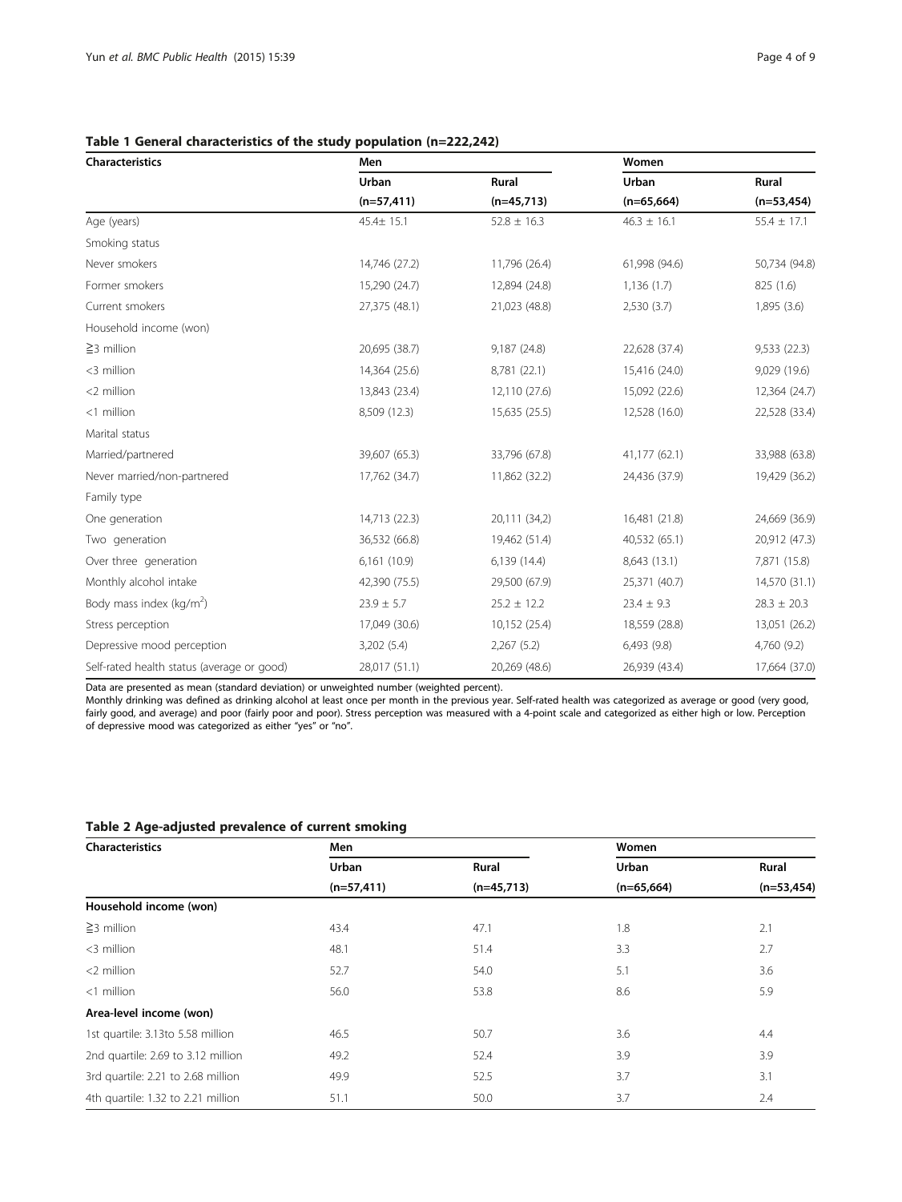**Table 1 General characteristics of the study population (n=222,242)**

| Characteristics | Men | | Women | |
|---|---|---|---|---|
| | Urban | Rural | Urban | Rural |
| | (n=57,411) | (n=45,713) | (n=65,664) | (n=53,454) |
| Age (years) | 45.4± 15.1 | 52.8 ± 16.3 | 46.3 ± 16.1 | 55.4 ± 17.1 |
| Smoking status | | | | |
| Never smokers | 14,746 (27.2) | 11,796 (26.4) | 61,998 (94.6) | 50,734 (94.8) |
| Former smokers | 15,290 (24.7) | 12,894 (24.8) | 1,136 (1.7) | 825 (1.6) |
| Current smokers | 27,375 (48.1) | 21,023 (48.8) | 2,530 (3.7) | 1,895 (3.6) |
| Household income (won) | | | | |
| ≧3 million | 20,695 (38.7) | 9,187 (24.8) | 22,628 (37.4) | 9,533 (22.3) |
| <3 million | 14,364 (25.6) | 8,781 (22.1) | 15,416 (24.0) | 9,029 (19.6) |
| <2 million | 13,843 (23.4) | 12,110 (27.6) | 15,092 (22.6) | 12,364 (24.7) |
| <1 million | 8,509 (12.3) | 15,635 (25.5) | 12,528 (16.0) | 22,528 (33.4) |
| Marital status | | | | |
| Married/partnered | 39,607 (65.3) | 33,796 (67.8) | 41,177 (62.1) | 33,988 (63.8) |
| Never married/non-partnered | 17,762 (34.7) | 11,862 (32.2) | 24,436 (37.9) | 19,429 (36.2) |
| Family type | | | | |
| One generation | 14,713 (22.3) | 20,111 (34,2) | 16,481 (21.8) | 24,669 (36.9) |
| Two generation | 36,532 (66.8) | 19,462 (51.4) | 40,532 (65.1) | 20,912 (47.3) |
| Over three generation | 6,161 (10.9) | 6,139 (14.4) | 8,643 (13.1) | 7,871 (15.8) |
| Monthly alcohol intake | 42,390 (75.5) | 29,500 (67.9) | 25,371 (40.7) | 14,570 (31.1) |
| Body mass index (kg/m$^2$) | 23.9 ± 5.7 | 25.2 ± 12.2 | 23.4 ± 9.3 | 28.3 ± 20.3 |
| Stress perception | 17,049 (30.6) | 10,152 (25.4) | 18,559 (28.8) | 13,051 (26.2) |
| Depressive mood perception | 3,202 (5.4) | 2,267 (5.2) | 6,493 (9.8) | 4,760 (9.2) |
| Self-rated health status (average or good) | 28,017 (51.1) | 20,269 (48.6) | 26,939 (43.4) | 17,664 (37.0) |

Data are presented as mean (standard deviation) or unweighted number (weighted percent).
Monthly drinking was defined as drinking alcohol at least once per month in the previous year. Self-rated health was categorized as average or good (very good, fairly good, and average) and poor (fairly poor and poor). Stress perception was measured with a 4-point scale and categorized as either high or low. Perception of depressive mood was categorized as either "yes" or "no".

**Table 2 Age-adjusted prevalence of current smoking**

| Characteristics | Men | | Women | |
|---|---|---|---|---|
| | Urban | Rural | Urban | Rural |
| | (n=57,411) | (n=45,713) | (n=65,664) | (n=53,454) |
| **Household income (won)** | | | | |
| ≧3 million | 43.4 | 47.1 | 1.8 | 2.1 |
| <3 million | 48.1 | 51.4 | 3.3 | 2.7 |
| <2 million | 52.7 | 54.0 | 5.1 | 3.6 |
| <1 million | 56.0 | 53.8 | 8.6 | 5.9 |
| **Area-level income (won)** | | | | |
| 1st quartile: 3.13to 5.58 million | 46.5 | 50.7 | 3.6 | 4.4 |
| 2nd quartile: 2.69 to 3.12 million | 49.2 | 52.4 | 3.9 | 3.9 |
| 3rd quartile: 2.21 to 2.68 million | 49.9 | 52.5 | 3.7 | 3.1 |
| 4th quartile: 1.32 to 2.21 million | 51.1 | 50.0 | 3.7 | 2.4 |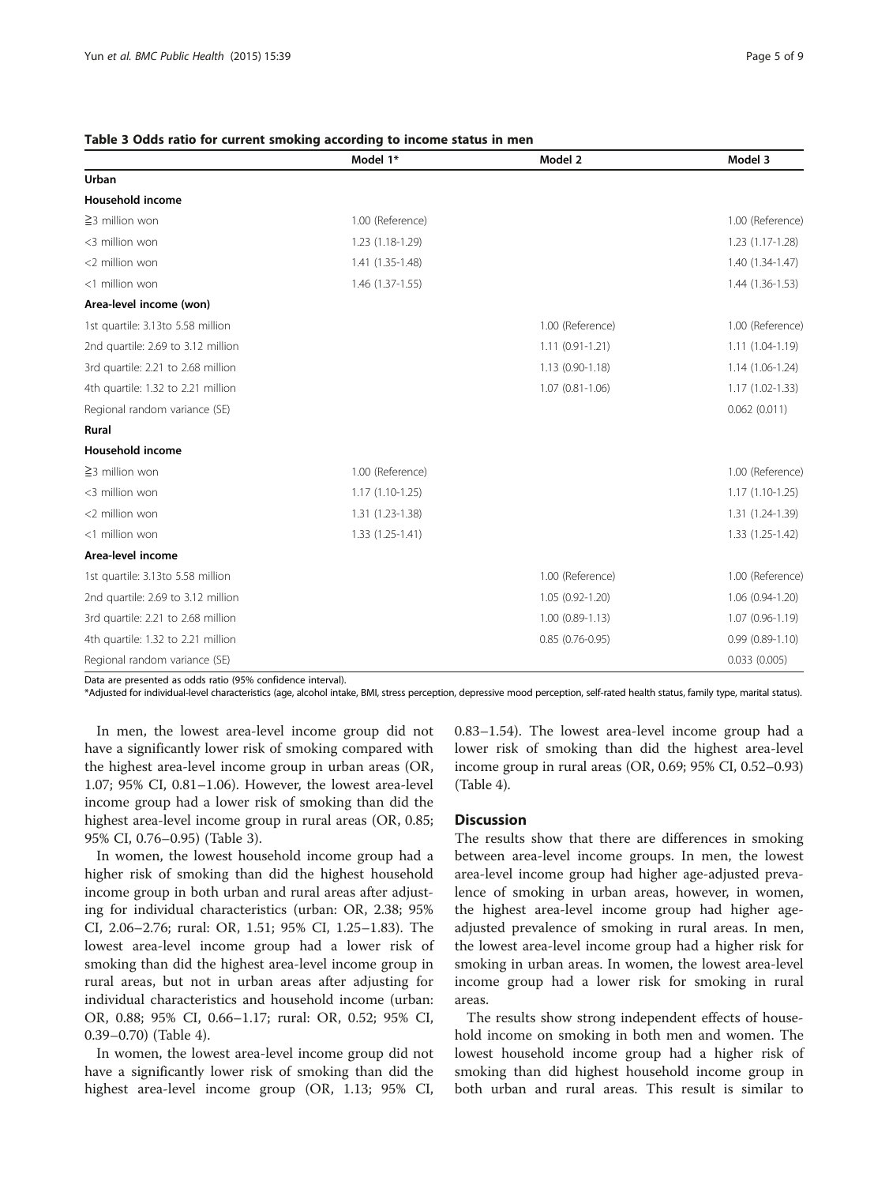**Table 3 Odds ratio for current smoking according to income status in men**

| | Model 1* | Model 2 | Model 3 |
|---|---|---|---|
| **Urban** | | | |
| **Household income** | | | |
| ≧3 million won | 1.00 (Reference) | | 1.00 (Reference) |
| <3 million won | 1.23 (1.18-1.29) | | 1.23 (1.17-1.28) |
| <2 million won | 1.41 (1.35-1.48) | | 1.40 (1.34-1.47) |
| <1 million won | 1.46 (1.37-1.55) | | 1.44 (1.36-1.53) |
| **Area-level income (won)** | | | |
| 1st quartile: 3.13to 5.58 million | | 1.00 (Reference) | 1.00 (Reference) |
| 2nd quartile: 2.69 to 3.12 million | | 1.11 (0.91-1.21) | 1.11 (1.04-1.19) |
| 3rd quartile: 2.21 to 2.68 million | | 1.13 (0.90-1.18) | 1.14 (1.06-1.24) |
| 4th quartile: 1.32 to 2.21 million | | 1.07 (0.81-1.06) | 1.17 (1.02-1.33) |
| Regional random variance (SE) | | | 0.062 (0.011) |
| **Rural** | | | |
| **Household income** | | | |
| ≧3 million won | 1.00 (Reference) | | 1.00 (Reference) |
| <3 million won | 1.17 (1.10-1.25) | | 1.17 (1.10-1.25) |
| <2 million won | 1.31 (1.23-1.38) | | 1.31 (1.24-1.39) |
| <1 million won | 1.33 (1.25-1.41) | | 1.33 (1.25-1.42) |
| **Area-level income** | | | |
| 1st quartile: 3.13to 5.58 million | | 1.00 (Reference) | 1.00 (Reference) |
| 2nd quartile: 2.69 to 3.12 million | | 1.05 (0.92-1.20) | 1.06 (0.94-1.20) |
| 3rd quartile: 2.21 to 2.68 million | | 1.00 (0.89-1.13) | 1.07 (0.96-1.19) |
| 4th quartile: 1.32 to 2.21 million | | 0.85 (0.76-0.95) | 0.99 (0.89-1.10) |
| Regional random variance (SE) | | | 0.033 (0.005) |

Data are presented as odds ratio (95% confidence interval).
*Adjusted for individual-level characteristics (age, alcohol intake, BMI, stress perception, depressive mood perception, self-rated health status, family type, marital status).

In men, the lowest area-level income group did not have a significantly lower risk of smoking compared with the highest area-level income group in urban areas (OR, 1.07; 95% CI, 0.81–1.06). However, the lowest area-level income group had a lower risk of smoking than did the highest area-level income group in rural areas (OR, 0.85; 95% CI, 0.76–0.95) (Table 3).

In women, the lowest household income group had a higher risk of smoking than did the highest household income group in both urban and rural areas after adjusting for individual characteristics (urban: OR, 2.38; 95% CI, 2.06–2.76; rural: OR, 1.51; 95% CI, 1.25–1.83). The lowest area-level income group had a lower risk of smoking than did the highest area-level income group in rural areas, but not in urban areas after adjusting for individual characteristics and household income (urban: OR, 0.88; 95% CI, 0.66–1.17; rural: OR, 0.52; 95% CI, 0.39–0.70) (Table 4).

In women, the lowest area-level income group did not have a significantly lower risk of smoking than did the highest area-level income group (OR, 1.13; 95% CI, 0.83–1.54). The lowest area-level income group had a lower risk of smoking than did the highest area-level income group in rural areas (OR, 0.69; 95% CI, 0.52–0.93) (Table 4).

## Discussion

The results show that there are differences in smoking between area-level income groups. In men, the lowest area-level income group had higher age-adjusted prevalence of smoking in urban areas, however, in women, the highest area-level income group had higher age-adjusted prevalence of smoking in rural areas. In men, the lowest area-level income group had a higher risk for smoking in urban areas. In women, the lowest area-level income group had a lower risk for smoking in rural areas.

The results show strong independent effects of household income on smoking in both men and women. The lowest household income group had a higher risk of smoking than did highest household income group in both urban and rural areas. This result is similar to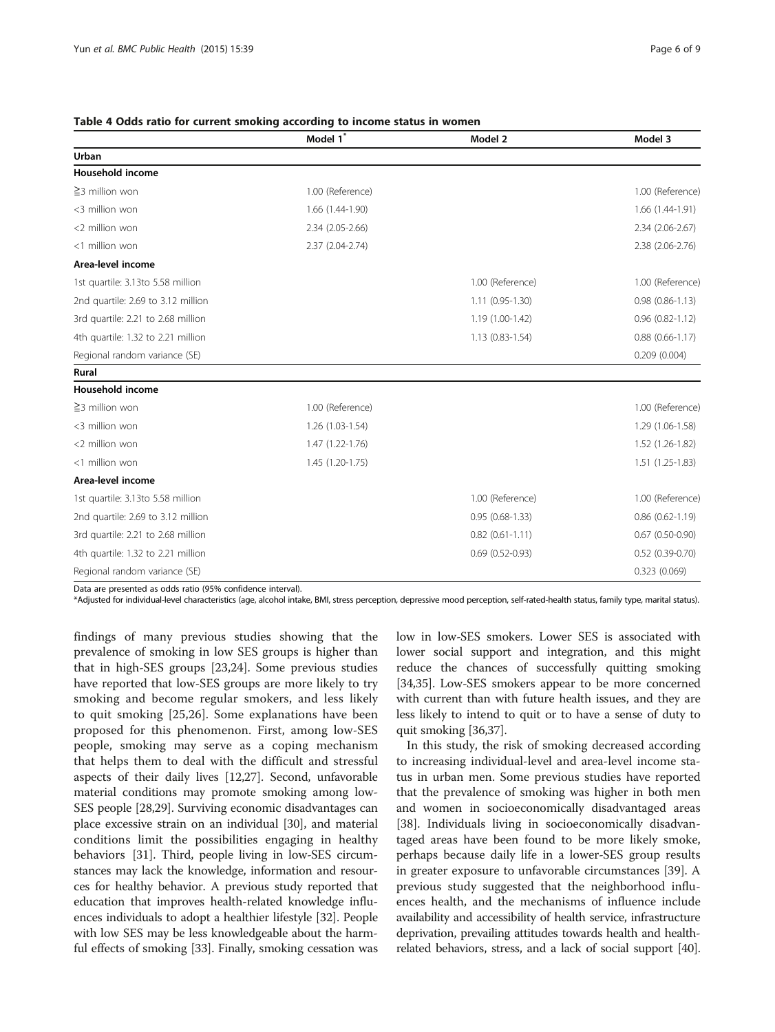**Table 4 Odds ratio for current smoking according to income status in women**

| | Model 1* | Model 2 | Model 3 |
|---|---|---|---|
| **Urban** | | | |
| **Household income** | | | |
| ≧3 million won | 1.00 (Reference) | | 1.00 (Reference) |
| <3 million won | 1.66 (1.44-1.90) | | 1.66 (1.44-1.91) |
| <2 million won | 2.34 (2.05-2.66) | | 2.34 (2.06-2.67) |
| <1 million won | 2.37 (2.04-2.74) | | 2.38 (2.06-2.76) |
| **Area-level income** | | | |
| 1st quartile: 3.13to 5.58 million | | 1.00 (Reference) | 1.00 (Reference) |
| 2nd quartile: 2.69 to 3.12 million | | 1.11 (0.95-1.30) | 0.98 (0.86-1.13) |
| 3rd quartile: 2.21 to 2.68 million | | 1.19 (1.00-1.42) | 0.96 (0.82-1.12) |
| 4th quartile: 1.32 to 2.21 million | | 1.13 (0.83-1.54) | 0.88 (0.66-1.17) |
| Regional random variance (SE) | | | 0.209 (0.004) |
| **Rural** | | | |
| **Household income** | | | |
| ≧3 million won | 1.00 (Reference) | | 1.00 (Reference) |
| <3 million won | 1.26 (1.03-1.54) | | 1.29 (1.06-1.58) |
| <2 million won | 1.47 (1.22-1.76) | | 1.52 (1.26-1.82) |
| <1 million won | 1.45 (1.20-1.75) | | 1.51 (1.25-1.83) |
| **Area-level income** | | | |
| 1st quartile: 3.13to 5.58 million | | 1.00 (Reference) | 1.00 (Reference) |
| 2nd quartile: 2.69 to 3.12 million | | 0.95 (0.68-1.33) | 0.86 (0.62-1.19) |
| 3rd quartile: 2.21 to 2.68 million | | 0.82 (0.61-1.11) | 0.67 (0.50-0.90) |
| 4th quartile: 1.32 to 2.21 million | | 0.69 (0.52-0.93) | 0.52 (0.39-0.70) |
| Regional random variance (SE) | | | 0.323 (0.069) |

Data are presented as odds ratio (95% confidence interval).
*Adjusted for individual-level characteristics (age, alcohol intake, BMI, stress perception, depressive mood perception, self-rated-health status, family type, marital status).

findings of many previous studies showing that the prevalence of smoking in low SES groups is higher than that in high-SES groups [23,24]. Some previous studies have reported that low-SES groups are more likely to try smoking and become regular smokers, and less likely to quit smoking [25,26]. Some explanations have been proposed for this phenomenon. First, among low-SES people, smoking may serve as a coping mechanism that helps them to deal with the difficult and stressful aspects of their daily lives [12,27]. Second, unfavorable material conditions may promote smoking among low-SES people [28,29]. Surviving economic disadvantages can place excessive strain on an individual [30], and material conditions limit the possibilities engaging in healthy behaviors [31]. Third, people living in low-SES circumstances may lack the knowledge, information and resources for healthy behavior. A previous study reported that education that improves health-related knowledge influences individuals to adopt a healthier lifestyle [32]. People with low SES may be less knowledgeable about the harmful effects of smoking [33]. Finally, smoking cessation was low in low-SES smokers. Lower SES is associated with lower social support and integration, and this might reduce the chances of successfully quitting smoking [34,35]. Low-SES smokers appear to be more concerned with current than with future health issues, and they are less likely to intend to quit or to have a sense of duty to quit smoking [36,37].

In this study, the risk of smoking decreased according to increasing individual-level and area-level income status in urban men. Some previous studies have reported that the prevalence of smoking was higher in both men and women in socioeconomically disadvantaged areas [38]. Individuals living in socioeconomically disadvantaged areas have been found to be more likely smoke, perhaps because daily life in a lower-SES group results in greater exposure to unfavorable circumstances [39]. A previous study suggested that the neighborhood influences health, and the mechanisms of influence include availability and accessibility of health service, infrastructure deprivation, prevailing attitudes towards health and health-related behaviors, stress, and a lack of social support [40].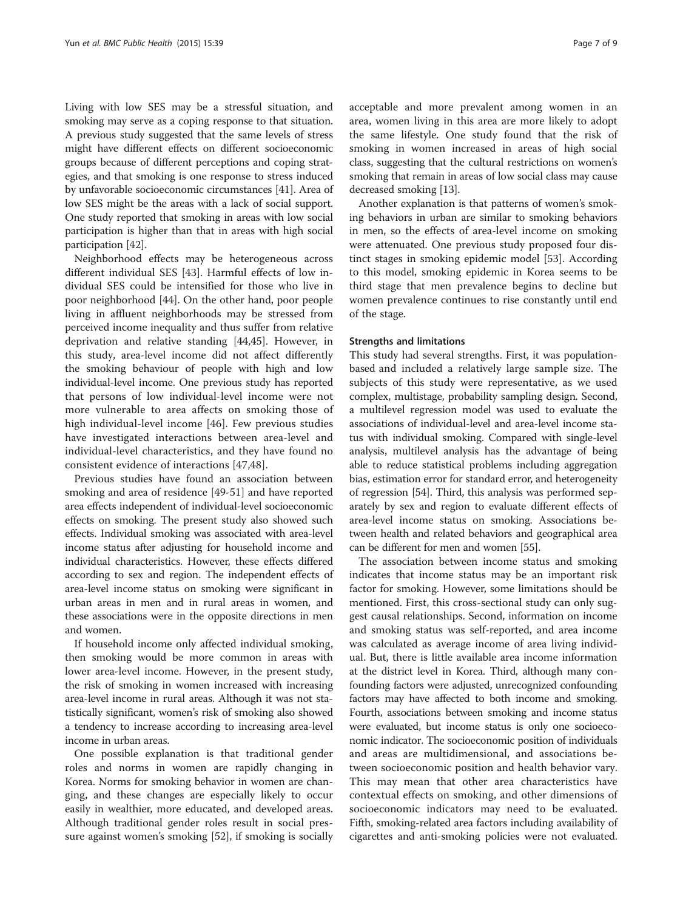Living with low SES may be a stressful situation, and smoking may serve as a coping response to that situation. A previous study suggested that the same levels of stress might have different effects on different socioeconomic groups because of different perceptions and coping strategies, and that smoking is one response to stress induced by unfavorable socioeconomic circumstances [41]. Area of low SES might be the areas with a lack of social support. One study reported that smoking in areas with low social participation is higher than that in areas with high social participation [42].

Neighborhood effects may be heterogeneous across different individual SES [43]. Harmful effects of low individual SES could be intensified for those who live in poor neighborhood [44]. On the other hand, poor people living in affluent neighborhoods may be stressed from perceived income inequality and thus suffer from relative deprivation and relative standing [44,45]. However, in this study, area-level income did not affect differently the smoking behaviour of people with high and low individual-level income. One previous study has reported that persons of low individual-level income were not more vulnerable to area affects on smoking those of high individual-level income [46]. Few previous studies have investigated interactions between area-level and individual-level characteristics, and they have found no consistent evidence of interactions [47,48].

Previous studies have found an association between smoking and area of residence [49-51] and have reported area effects independent of individual-level socioeconomic effects on smoking. The present study also showed such effects. Individual smoking was associated with area-level income status after adjusting for household income and individual characteristics. However, these effects differed according to sex and region. The independent effects of area-level income status on smoking were significant in urban areas in men and in rural areas in women, and these associations were in the opposite directions in men and women.

If household income only affected individual smoking, then smoking would be more common in areas with lower area-level income. However, in the present study, the risk of smoking in women increased with increasing area-level income in rural areas. Although it was not statistically significant, women's risk of smoking also showed a tendency to increase according to increasing area-level income in urban areas.

One possible explanation is that traditional gender roles and norms in women are rapidly changing in Korea. Norms for smoking behavior in women are changing, and these changes are especially likely to occur easily in wealthier, more educated, and developed areas. Although traditional gender roles result in social pressure against women's smoking [52], if smoking is socially acceptable and more prevalent among women in an area, women living in this area are more likely to adopt the same lifestyle. One study found that the risk of smoking in women increased in areas of high social class, suggesting that the cultural restrictions on women's smoking that remain in areas of low social class may cause decreased smoking [13].

Another explanation is that patterns of women's smoking behaviors in urban are similar to smoking behaviors in men, so the effects of area-level income on smoking were attenuated. One previous study proposed four distinct stages in smoking epidemic model [53]. According to this model, smoking epidemic in Korea seems to be third stage that men prevalence begins to decline but women prevalence continues to rise constantly until end of the stage.

#### Strengths and limitations

This study had several strengths. First, it was population-based and included a relatively large sample size. The subjects of this study were representative, as we used complex, multistage, probability sampling design. Second, a multilevel regression model was used to evaluate the associations of individual-level and area-level income status with individual smoking. Compared with single-level analysis, multilevel analysis has the advantage of being able to reduce statistical problems including aggregation bias, estimation error for standard error, and heterogeneity of regression [54]. Third, this analysis was performed separately by sex and region to evaluate different effects of area-level income status on smoking. Associations between health and related behaviors and geographical area can be different for men and women [55].

The association between income status and smoking indicates that income status may be an important risk factor for smoking. However, some limitations should be mentioned. First, this cross-sectional study can only suggest causal relationships. Second, information on income and smoking status was self-reported, and area income was calculated as average income of area living individual. But, there is little available area income information at the district level in Korea. Third, although many confounding factors were adjusted, unrecognized confounding factors may have affected to both income and smoking. Fourth, associations between smoking and income status were evaluated, but income status is only one socioeconomic indicator. The socioeconomic position of individuals and areas are multidimensional, and associations between socioeconomic position and health behavior vary. This may mean that other area characteristics have contextual effects on smoking, and other dimensions of socioeconomic indicators may need to be evaluated. Fifth, smoking-related area factors including availability of cigarettes and anti-smoking policies were not evaluated.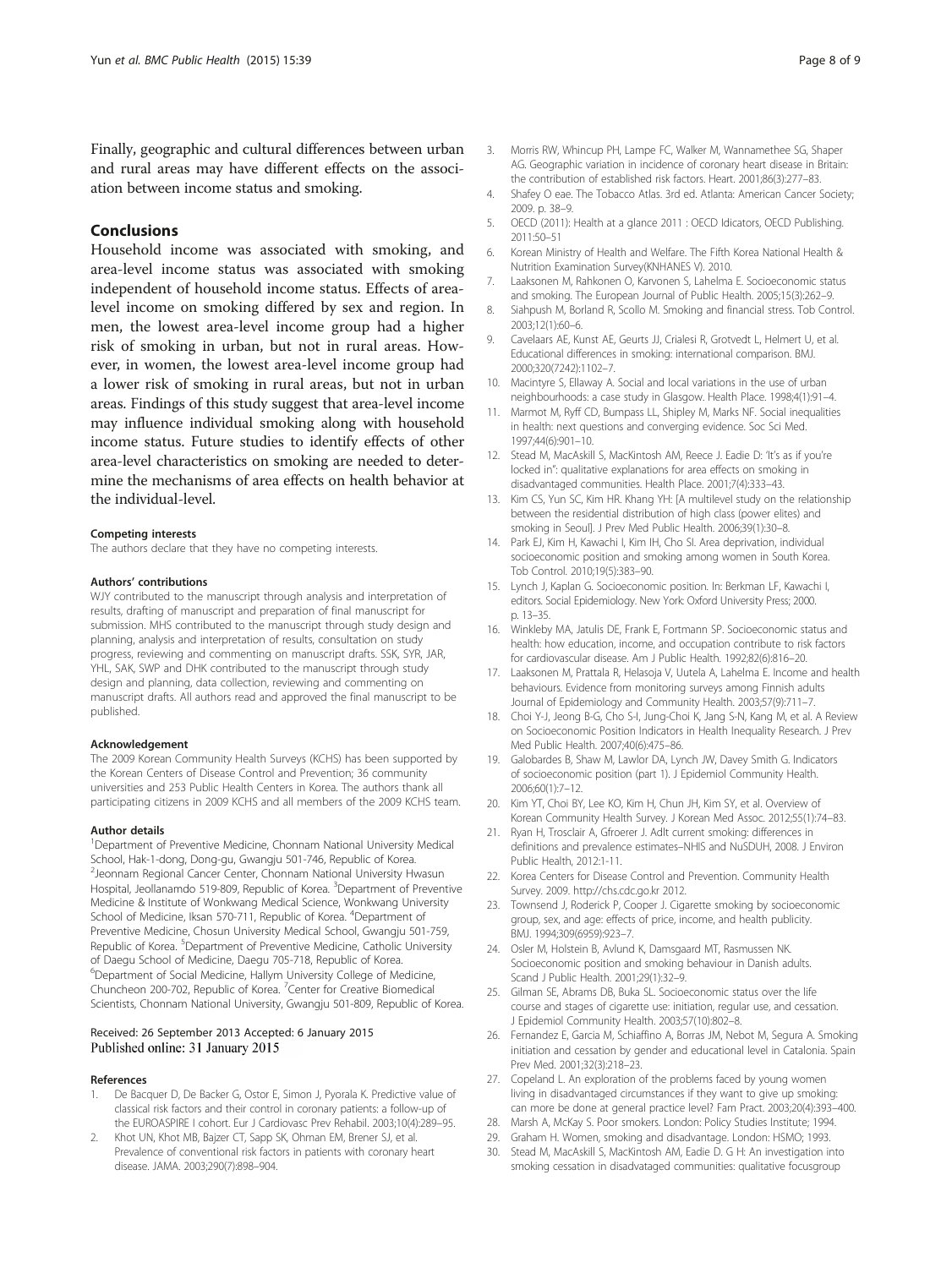Finally, geographic and cultural differences between urban and rural areas may have different effects on the association between income status and smoking.

## Conclusions

Household income was associated with smoking, and area-level income status was associated with smoking independent of household income status. Effects of area-level income on smoking differed by sex and region. In men, the lowest area-level income group had a higher risk of smoking in urban, but not in rural areas. However, in women, the lowest area-level income group had a lower risk of smoking in rural areas, but not in urban areas. Findings of this study suggest that area-level income may influence individual smoking along with household income status. Future studies to identify effects of other area-level characteristics on smoking are needed to determine the mechanisms of area effects on health behavior at the individual-level.

#### Competing interests

The authors declare that they have no competing interests.

#### Authors' contributions

WJY contributed to the manuscript through analysis and interpretation of results, drafting of manuscript and preparation of final manuscript for submission. MHS contributed to the manuscript through study design and planning, analysis and interpretation of results, consultation on study progress, reviewing and commenting on manuscript drafts. SSK, SYR, JAR, YHL, SAK, SWP and DHK contributed to the manuscript through study design and planning, data collection, reviewing and commenting on manuscript drafts. All authors read and approved the final manuscript to be published.

#### Acknowledgement

The 2009 Korean Community Health Surveys (KCHS) has been supported by the Korean Centers of Disease Control and Prevention; 36 community universities and 253 Public Health Centers in Korea. The authors thank all participating citizens in 2009 KCHS and all members of the 2009 KCHS team.

#### Author details

[1]Department of Preventive Medicine, Chonnam National University Medical School, Hak-1-dong, Dong-gu, Gwangju 501-746, Republic of Korea. [2]Jeonnam Regional Cancer Center, Chonnam National University Hwasun Hospital, Jeollanamdo 519-809, Republic of Korea. [3]Department of Preventive Medicine & Institute of Wonkwang Medical Science, Wonkwang University School of Medicine, Iksan 570-711, Republic of Korea. [4]Department of Preventive Medicine, Chosun University Medical School, Gwangju 501-759, Republic of Korea. [5]Department of Preventive Medicine, Catholic University of Daegu School of Medicine, Daegu 705-718, Republic of Korea. [6]Department of Social Medicine, Hallym University College of Medicine, Chuncheon 200-702, Republic of Korea. [7]Center for Creative Biomedical Scientists, Chonnam National University, Gwangju 501-809, Republic of Korea.

Received: 26 September 2013 Accepted: 6 January 2015
Published online: 31 January 2015

#### References

1. De Bacquer D, De Backer G, Ostor E, Simon J, Pyorala K. Predictive value of classical risk factors and their control in coronary patients: a follow-up of the EUROASPIRE I cohort. Eur J Cardiovasc Prev Rehabil. 2003;10(4):289–95.
2. Khot UN, Khot MB, Bajzer CT, Sapp SK, Ohman EM, Brener SJ, et al. Prevalence of conventional risk factors in patients with coronary heart disease. JAMA. 2003;290(7):898–904.
3. Morris RW, Whincup PH, Lampe FC, Walker M, Wannamethee SG, Shaper AG. Geographic variation in incidence of coronary heart disease in Britain: the contribution of established risk factors. Heart. 2001;86(3):277–83.
4. Shafey O eae. The Tobacco Atlas. 3rd ed. Atlanta: American Cancer Society; 2009. p. 38–9.
5. OECD (2011): Health at a glance 2011 : OECD Idicators, OECD Publishing. 2011:50–51
6. Korean Ministry of Health and Welfare. The Fifth Korea National Health & Nutrition Examination Survey(KNHANES V). 2010.
7. Laaksonen M, Rahkonen O, Karvonen S, Lahelma E. Socioeconomic status and smoking. The European Journal of Public Health. 2005;15(3):262–9.
8. Siahpush M, Borland R, Scollo M. Smoking and financial stress. Tob Control. 2003;12(1):60–6.
9. Cavelaars AE, Kunst AE, Geurts JJ, Crialesi R, Grotvedt L, Helmert U, et al. Educational differences in smoking: international comparison. BMJ. 2000;320(7242):1102–7.
10. Macintyre S, Ellaway A. Social and local variations in the use of urban neighbourhoods: a case study in Glasgow. Health Place. 1998;4(1):91–4.
11. Marmot M, Ryff CD, Bumpass LL, Shipley M, Marks NF. Social inequalities in health: next questions and converging evidence. Soc Sci Med. 1997;44(6):901–10.
12. Stead M, MacAskill S, MacKintosh AM, Reece J. Eadie D: 'It's as if you're locked in": qualitative explanations for area effects on smoking in disadvantaged communities. Health Place. 2001;7(4):333–43.
13. Kim CS, Yun SC, Kim HR. Khang YH: [A multilevel study on the relationship between the residential distribution of high class (power elites) and smoking in Seoul]. J Prev Med Public Health. 2006;39(1):30–8.
14. Park EJ, Kim H, Kawachi I, Kim IH, Cho SI. Area deprivation, individual socioeconomic position and smoking among women in South Korea. Tob Control. 2010;19(5):383–90.
15. Lynch J, Kaplan G. Socioeconomic position. In: Berkman LF, Kawachi I, editors. Social Epidemiology. New York: Oxford University Press; 2000. p. 13–35.
16. Winkleby MA, Jatulis DE, Frank E, Fortmann SP. Socioeconomic status and health: how education, income, and occupation contribute to risk factors for cardiovascular disease. Am J Public Health. 1992;82(6):816–20.
17. Laaksonen M, Prattala R, Helasoja V, Uutela A, Lahelma E. Income and health behaviours. Evidence from monitoring surveys among Finnish adults Journal of Epidemiology and Community Health. 2003;57(9):711–7.
18. Choi Y-J, Jeong B-G, Cho S-I, Jung-Choi K, Jang S-N, Kang M, et al. A Review on Socioeconomic Position Indicators in Health Inequality Research. J Prev Med Public Health. 2007;40(6):475–86.
19. Galobardes B, Shaw M, Lawlor DA, Lynch JW, Davey Smith G. Indicators of socioeconomic position (part 1). J Epidemiol Community Health. 2006;60(1):7–12.
20. Kim YT, Choi BY, Lee KO, Kim H, Chun JH, Kim SY, et al. Overview of Korean Community Health Survey. J Korean Med Assoc. 2012;55(1):74–83.
21. Ryan H, Trosclair A, Gfroerer J. Adlt current smoking: differences in definitions and prevalence estimates–NHIS and NuSDUH, 2008. J Environ Public Health, 2012:1-11.
22. Korea Centers for Disease Control and Prevention. Community Health Survey. 2009. http://chs.cdc.go.kr 2012.
23. Townsend J, Roderick P, Cooper J. Cigarette smoking by socioeconomic group, sex, and age: effects of price, income, and health publicity. BMJ. 1994;309(6959):923–7.
24. Osler M, Holstein B, Avlund K, Damsgaard MT, Rasmussen NK. Socioeconomic position and smoking behaviour in Danish adults. Scand J Public Health. 2001;29(1):32–9.
25. Gilman SE, Abrams DB, Buka SL. Socioeconomic status over the life course and stages of cigarette use: initiation, regular use, and cessation. J Epidemiol Community Health. 2003;57(10):802–8.
26. Fernandez E, Garcia M, Schiaffino A, Borras JM, Nebot M, Segura A. Smoking initiation and cessation by gender and educational level in Catalonia. Spain Prev Med. 2001;32(3):218–23.
27. Copeland L. An exploration of the problems faced by young women living in disadvantaged circumstances if they want to give up smoking: can more be done at general practice level? Fam Pract. 2003;20(4):393–400.
28. Marsh A, McKay S. Poor smokers. London: Policy Studies Institute; 1994.
29. Graham H. Women, smoking and disadvantage. London: HSMO; 1993.
30. Stead M, MacAskill S, MacKintosh AM, Eadie D. G H: An investigation into smoking cessation in disadvataged communities: qualitative focusgroup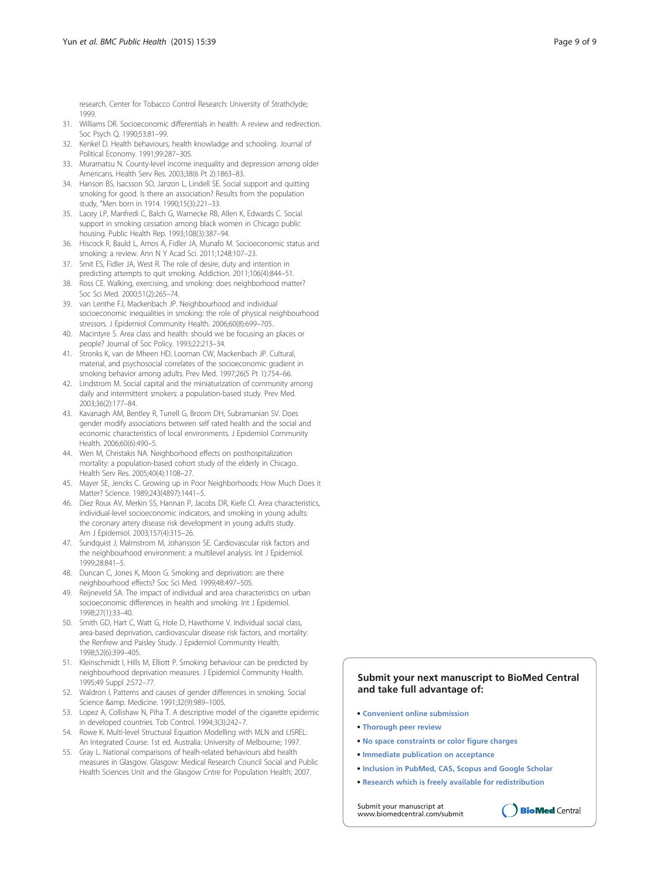research. Center for Tobacco Control Research: University of Strathclyde; 1999.

31. Williams DR. Socioeconomic differentials in health: A review and redirection. Soc Psych Q. 1990;53:81–99.
32. Kenkel D. Health behaviours, health knowladge and schooling. Journal of Political Economy. 1991;99:287–305.
33. Muramatsu N. County-level income inequality and depression among older Americans. Health Serv Res. 2003;38(6 Pt 2):1863–83.
34. Hanson BS, Isacsson SO, Janzon L, Lindell SE. Social support and quitting smoking for good. Is there an association? Results from the population study, "Men born in 1914. 1990;15(3):221–33.
35. Lacey LP, Manfredi C, Balch G, Warnecke RB, Allen K, Edwards C. Social support in smoking cessation among black women in Chicago public housing. Public Health Rep. 1993;108(3):387–94.
36. Hiscock R, Bauld L, Amos A, Fidler JA, Munafo M. Socioeconomic status and smoking: a review. Ann N Y Acad Sci. 2011;1248:107–23.
37. Smit ES, Fidler JA, West R. The role of desire, duty and intention in predicting attempts to quit smoking. Addiction. 2011;106(4):844–51.
38. Ross CE. Walking, exercising, and smoking: does neighborhood matter? Soc Sci Med. 2000;51(2):265–74.
39. van Lenthe FJ, Mackenbach JP. Neighbourhood and individual socioeconomic inequalities in smoking: the role of physical neighbourhood stressors. J Epidemiol Community Health. 2006;60(8):699–705.
40. Macintyre S. Area class and health: should we be focusing an places or people? Journal of Soc Policy. 1993;22:213–34.
41. Stronks K, van de Mheen HD, Looman CW, Mackenbach JP. Cultural, material, and psychosocial correlates of the socioeconomic gradient in smoking behavior among adults. Prev Med. 1997;26(5 Pt 1):754–66.
42. Lindstrom M. Social capital and the miniaturization of community among daily and intermittent smokers: a population-based study. Prev Med. 2003;36(2):177–84.
43. Kavanagh AM, Bentley R, Turrell G, Broom DH, Subramanian SV. Does gender modify associations between self rated health and the social and economic characteristics of local environments. J Epidemiol Community Health. 2006;60(6):490–5.
44. Wen M, Christakis NA. Neighborhood effects on posthospitalization mortality: a population-based cohort study of the elderly in Chicago. Health Serv Res. 2005;40(4):1108–27.
45. Mayer SE, Jencks C. Growing up in Poor Neighborhoods: How Much Does it Matter? Science. 1989;243(4897):1441–5.
46. Diez Roux AV, Merkin SS, Hannan P, Jacobs DR, Kiefe CI. Area characteristics, individual-level socioeconomic indicators, and smoking in young adults: the coronary artery disease risk development in young adults study. Am J Epidemiol. 2003;157(4):315–26.
47. Sundquist J, Malmstrom M, Johansson SE. Cardiovascular risk factors and the neighbourhood environment: a multilevel analysis. Int J Epidemiol. 1999;28:841–5.
48. Duncan C, Jones K, Moon G. Smoking and deprivation: are there neighbourhood effects? Soc Sci Med. 1999;48:497–505.
49. Reijneveld SA. The impact of individual and area characteristics on urban socioeconomic differences in health and smoking. Int J Epidemiol. 1998;27(1):33–40.
50. Smith GD, Hart C, Watt G, Hole D, Hawthorne V. Individual social class, area-based deprivation, cardiovascular disease risk factors, and mortality: the Renfrew and Paisley Study. J Epidemiol Community Health. 1998;52(6):399–405.
51. Kleinschmidt I, Hills M, Elliott P. Smoking behaviour can be predicted by neighbourhood deprivation measures. J Epidemiol Community Health. 1995;49 Suppl 2:S72–77.
52. Waldron I. Patterns and causes of gender differences in smoking. Social Science &amp. Medicine. 1991;32(9):989–1005.
53. Lopez A, Collishaw N, Piha T. A descriptive model of the cigarette epidemic in developed countries. Tob Control. 1994;3(3):242–7.
54. Rowe K. Multi-level Structural Equation Modelling with MLN and LISREL: An Integrated Course. 1st ed. Australia: University of Melbourne; 1997.
55. Gray L. National comparisons of healh-related behaviours abd health measures in Glasgow. Glasgow: Medical Research Council Social and Public Health Sciences Unit and the Glasgow Cntre for Population Health; 2007.

**Submit your next manuscript to BioMed Central and take full advantage of:**

- **Convenient online submission**
- **Thorough peer review**
- **No space constraints or color figure charges**
- **Immediate publication on acceptance**
- **Inclusion in PubMed, CAS, Scopus and Google Scholar**
- **Research which is freely available for redistribution**

Submit your manuscript at
www.biomedcentral.com/submit

BioMed Central